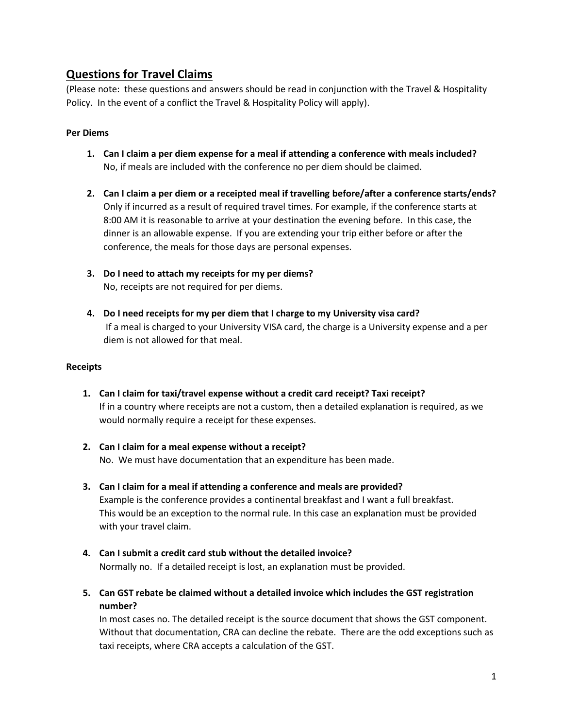# Questions for Travel Claims

(Please note: these questions and answers should be read in conjunction with the Travel & Hospitality Policy. In the event of a conflict the Travel & Hospitality Policy will apply).

### Per Diems

1. **Can I claim a per diem expense for a meal if attending a conference with meals included?**
   No, if meals are included with the conference no per diem should be claimed.

2. **Can I claim a per diem or a receipted meal if travelling before/after a conference starts/ends?**
   Only if incurred as a result of required travel times. For example, if the conference starts at 8:00 AM it is reasonable to arrive at your destination the evening before. In this case, the dinner is an allowable expense. If you are extending your trip either before or after the conference, the meals for those days are personal expenses.

3. **Do I need to attach my receipts for my per diems?**
   No, receipts are not required for per diems.

4. **Do I need receipts for my per diem that I charge to my University visa card?**
   If a meal is charged to your University VISA card, the charge is a University expense and a per diem is not allowed for that meal.

### Receipts

1. **Can I claim for taxi/travel expense without a credit card receipt? Taxi receipt?**
   If in a country where receipts are not a custom, then a detailed explanation is required, as we would normally require a receipt for these expenses.

2. **Can I claim for a meal expense without a receipt?**
   No. We must have documentation that an expenditure has been made.

3. **Can I claim for a meal if attending a conference and meals are provided?**
   Example is the conference provides a continental breakfast and I want a full breakfast. This would be an exception to the normal rule. In this case an explanation must be provided with your travel claim.

4. **Can I submit a credit card stub without the detailed invoice?**
   Normally no. If a detailed receipt is lost, an explanation must be provided.

5. **Can GST rebate be claimed without a detailed invoice which includes the GST registration number?**
   In most cases no. The detailed receipt is the source document that shows the GST component. Without that documentation, CRA can decline the rebate. There are the odd exceptions such as taxi receipts, where CRA accepts a calculation of the GST.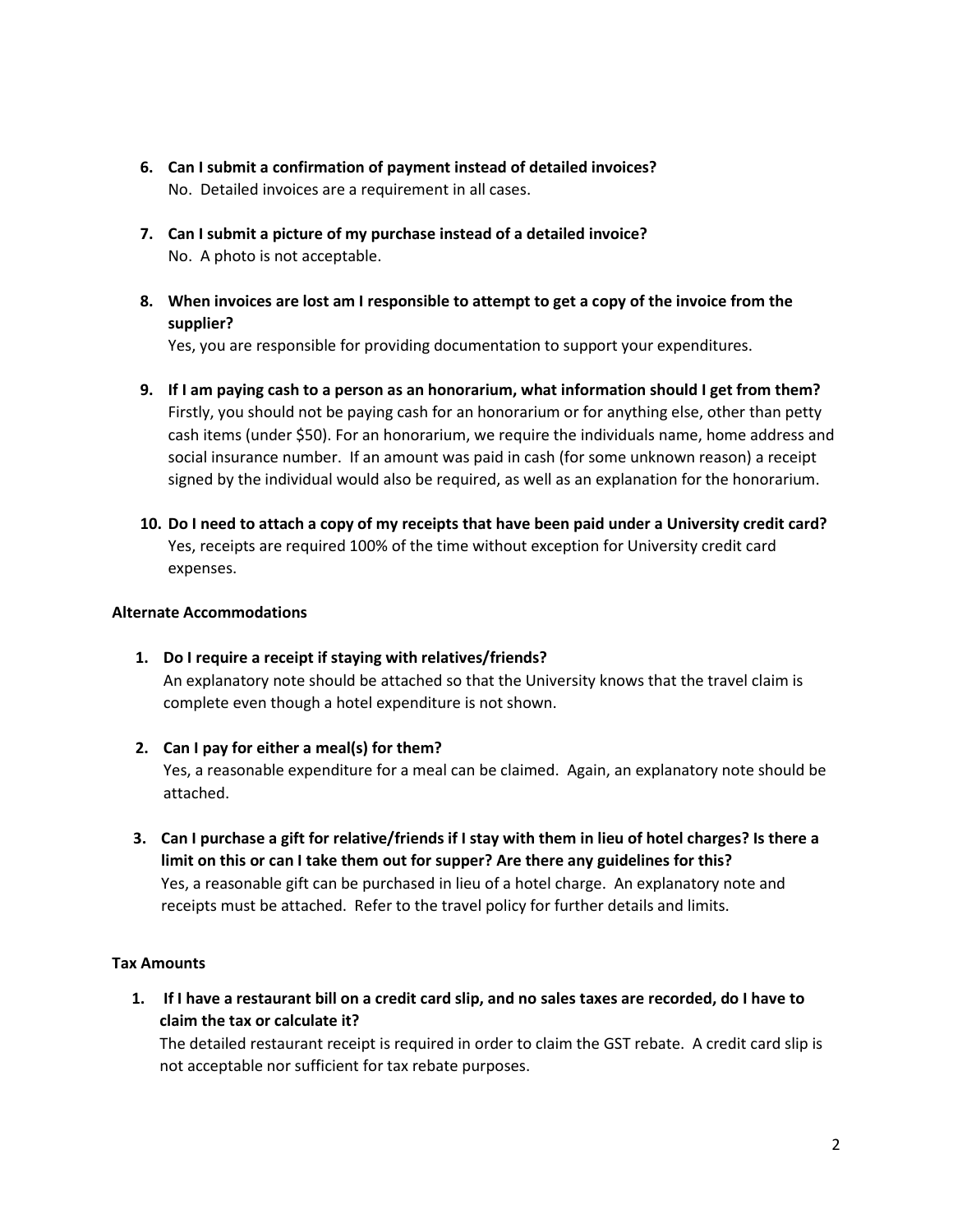6. **Can I submit a confirmation of payment instead of detailed invoices?**
   No. Detailed invoices are a requirement in all cases.

7. **Can I submit a picture of my purchase instead of a detailed invoice?**
   No. A photo is not acceptable.

8. **When invoices are lost am I responsible to attempt to get a copy of the invoice from the supplier?**
   Yes, you are responsible for providing documentation to support your expenditures.

9. **If I am paying cash to a person as an honorarium, what information should I get from them?**
   Firstly, you should not be paying cash for an honorarium or for anything else, other than petty cash items (under $50). For an honorarium, we require the individuals name, home address and social insurance number. If an amount was paid in cash (for some unknown reason) a receipt signed by the individual would also be required, as well as an explanation for the honorarium.

10. **Do I need to attach a copy of my receipts that have been paid under a University credit card?**
    Yes, receipts are required 100% of the time without exception for University credit card expenses.

**Alternate Accommodations**

1. **Do I require a receipt if staying with relatives/friends?**
   An explanatory note should be attached so that the University knows that the travel claim is complete even though a hotel expenditure is not shown.

2. **Can I pay for either a meal(s) for them?**
   Yes, a reasonable expenditure for a meal can be claimed. Again, an explanatory note should be attached.

3. **Can I purchase a gift for relative/friends if I stay with them in lieu of hotel charges? Is there a limit on this or can I take them out for supper? Are there any guidelines for this?**
   Yes, a reasonable gift can be purchased in lieu of a hotel charge. An explanatory note and receipts must be attached. Refer to the travel policy for further details and limits.

**Tax Amounts**

1. **If I have a restaurant bill on a credit card slip, and no sales taxes are recorded, do I have to claim the tax or calculate it?**
   The detailed restaurant receipt is required in order to claim the GST rebate. A credit card slip is not acceptable nor sufficient for tax rebate purposes.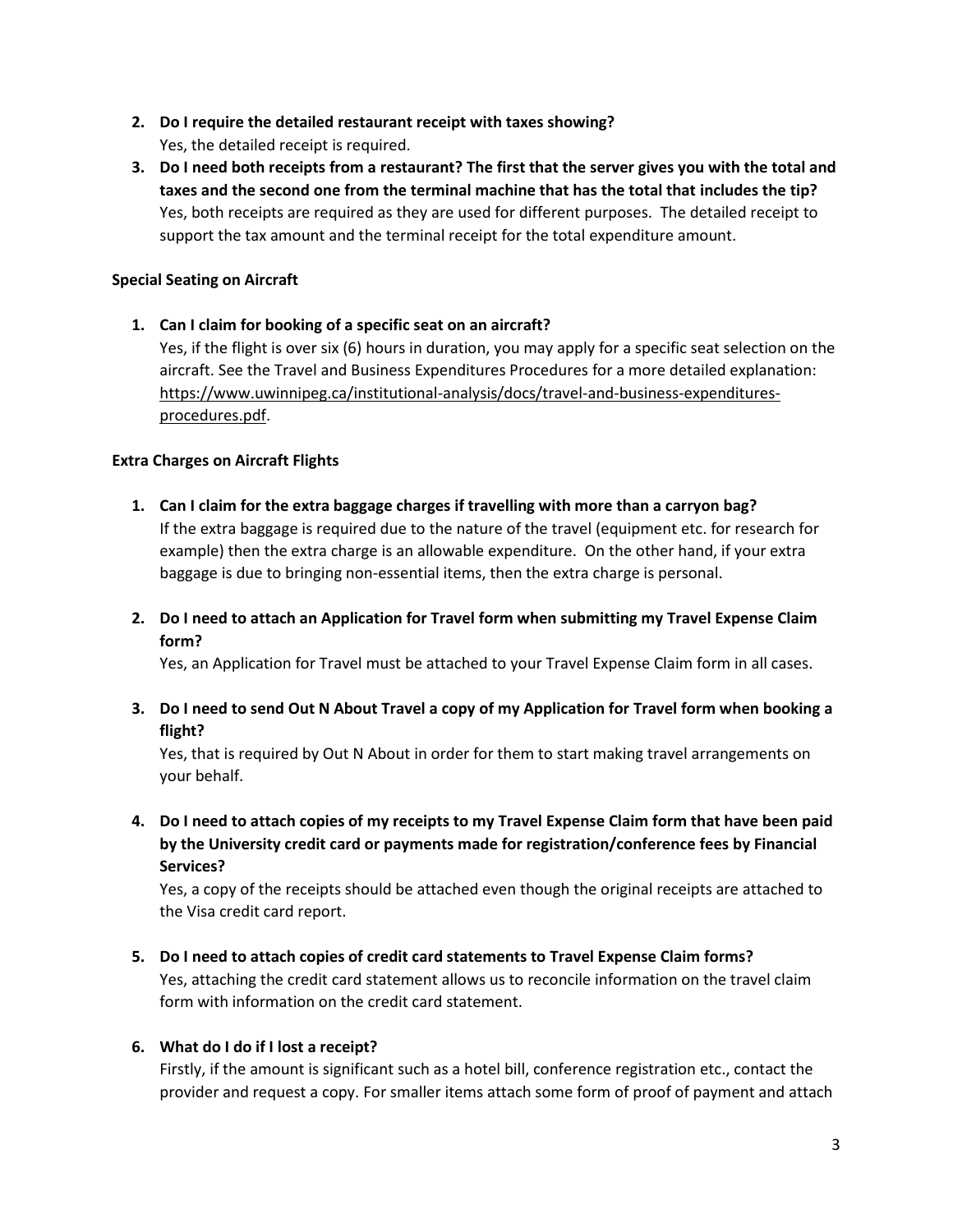2. **Do I require the detailed restaurant receipt with taxes showing?**
   Yes, the detailed receipt is required.
3. **Do I need both receipts from a restaurant? The first that the server gives you with the total and taxes and the second one from the terminal machine that has the total that includes the tip?**
   Yes, both receipts are required as they are used for different purposes. The detailed receipt to support the tax amount and the terminal receipt for the total expenditure amount.

**Special Seating on Aircraft**

1. **Can I claim for booking of a specific seat on an aircraft?**
   Yes, if the flight is over six (6) hours in duration, you may apply for a specific seat selection on the aircraft. See the Travel and Business Expenditures Procedures for a more detailed explanation: [https://www.uwinnipeg.ca/institutional-analysis/docs/travel-and-business-expenditures-procedures.pdf](https://www.uwinnipeg.ca/institutional-analysis/docs/travel-and-business-expenditures-procedures.pdf).

**Extra Charges on Aircraft Flights**

1. **Can I claim for the extra baggage charges if travelling with more than a carryon bag?**
   If the extra baggage is required due to the nature of the travel (equipment etc. for research for example) then the extra charge is an allowable expenditure. On the other hand, if your extra baggage is due to bringing non-essential items, then the extra charge is personal.

2. **Do I need to attach an Application for Travel form when submitting my Travel Expense Claim form?**
   Yes, an Application for Travel must be attached to your Travel Expense Claim form in all cases.

3. **Do I need to send Out N About Travel a copy of my Application for Travel form when booking a flight?**
   Yes, that is required by Out N About in order for them to start making travel arrangements on your behalf.

4. **Do I need to attach copies of my receipts to my Travel Expense Claim form that have been paid by the University credit card or payments made for registration/conference fees by Financial Services?**
   Yes, a copy of the receipts should be attached even though the original receipts are attached to the Visa credit card report.

5. **Do I need to attach copies of credit card statements to Travel Expense Claim forms?**
   Yes, attaching the credit card statement allows us to reconcile information on the travel claim form with information on the credit card statement.

6. **What do I do if I lost a receipt?**
   Firstly, if the amount is significant such as a hotel bill, conference registration etc., contact the provider and request a copy. For smaller items attach some form of proof of payment and attach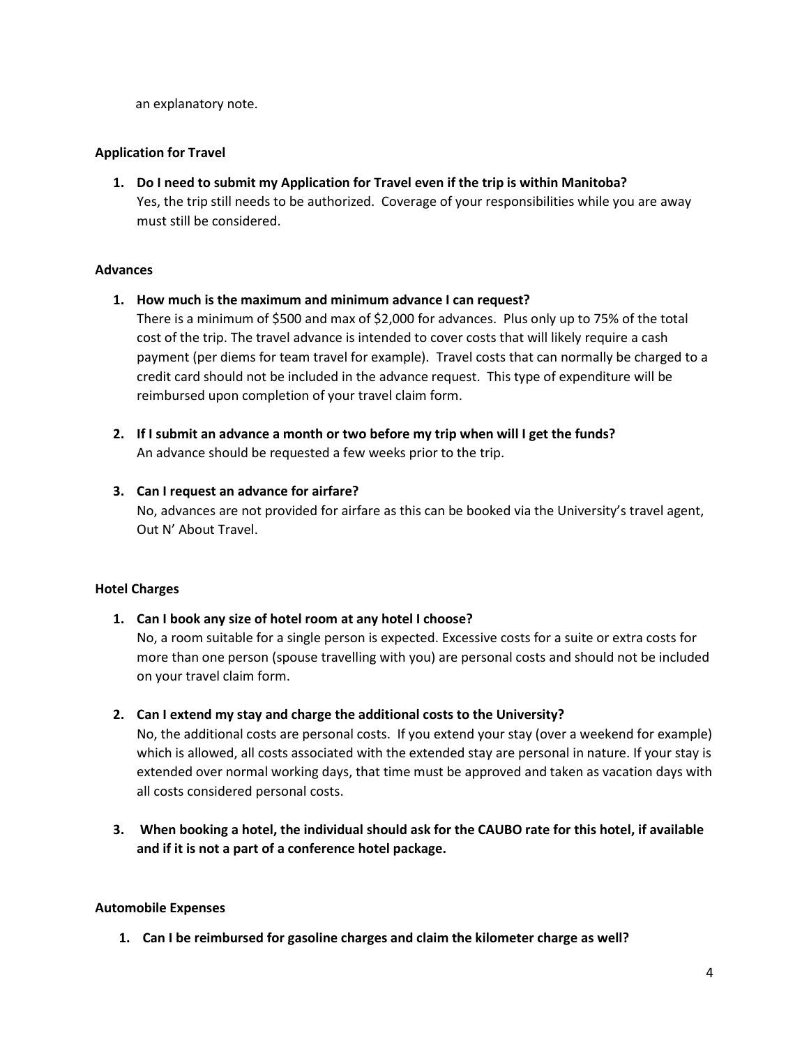an explanatory note.

**Application for Travel**

1. **Do I need to submit my Application for Travel even if the trip is within Manitoba?**
   Yes, the trip still needs to be authorized. Coverage of your responsibilities while you are away must still be considered.

**Advances**

1. **How much is the maximum and minimum advance I can request?**
   There is a minimum of $500 and max of $2,000 for advances. Plus only up to 75% of the total cost of the trip. The travel advance is intended to cover costs that will likely require a cash payment (per diems for team travel for example). Travel costs that can normally be charged to a credit card should not be included in the advance request. This type of expenditure will be reimbursed upon completion of your travel claim form.

2. **If I submit an advance a month or two before my trip when will I get the funds?**
   An advance should be requested a few weeks prior to the trip.

3. **Can I request an advance for airfare?**
   No, advances are not provided for airfare as this can be booked via the University's travel agent, Out N' About Travel.

**Hotel Charges**

1. **Can I book any size of hotel room at any hotel I choose?**
   No, a room suitable for a single person is expected. Excessive costs for a suite or extra costs for more than one person (spouse travelling with you) are personal costs and should not be included on your travel claim form.

2. **Can I extend my stay and charge the additional costs to the University?**
   No, the additional costs are personal costs. If you extend your stay (over a weekend for example) which is allowed, all costs associated with the extended stay are personal in nature. If your stay is extended over normal working days, that time must be approved and taken as vacation days with all costs considered personal costs.

3. **When booking a hotel, the individual should ask for the CAUBO rate for this hotel, if available and if it is not a part of a conference hotel package.**

**Automobile Expenses**

1. **Can I be reimbursed for gasoline charges and claim the kilometer charge as well?**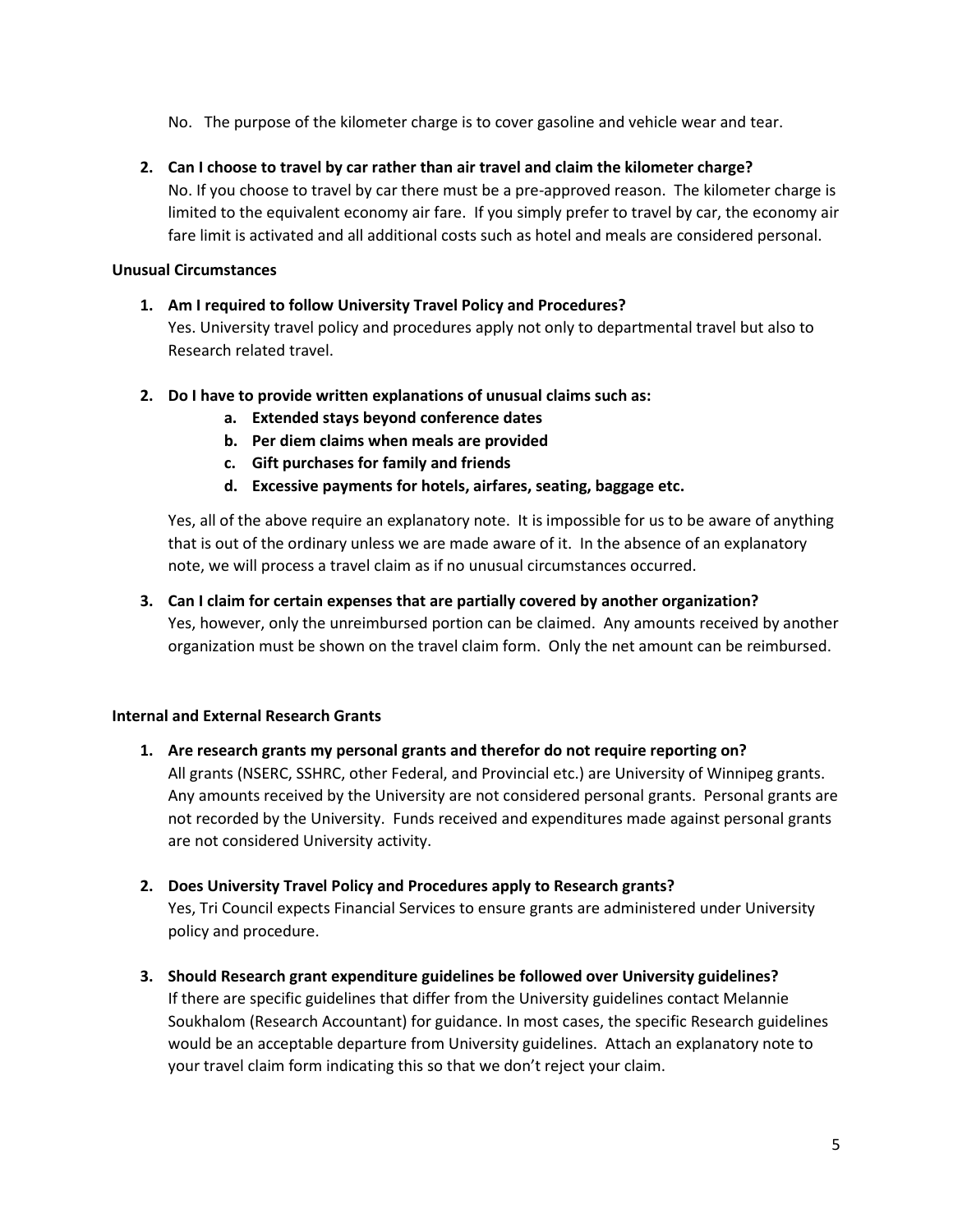No. The purpose of the kilometer charge is to cover gasoline and vehicle wear and tear.

2. **Can I choose to travel by car rather than air travel and claim the kilometer charge?**
   No. If you choose to travel by car there must be a pre-approved reason. The kilometer charge is limited to the equivalent economy air fare. If you simply prefer to travel by car, the economy air fare limit is activated and all additional costs such as hotel and meals are considered personal.

**Unusual Circumstances**

1. **Am I required to follow University Travel Policy and Procedures?**
   Yes. University travel policy and procedures apply not only to departmental travel but also to Research related travel.

2. **Do I have to provide written explanations of unusual claims such as:**
   a. **Extended stays beyond conference dates**
   b. **Per diem claims when meals are provided**
   c. **Gift purchases for family and friends**
   d. **Excessive payments for hotels, airfares, seating, baggage etc.**

   Yes, all of the above require an explanatory note. It is impossible for us to be aware of anything that is out of the ordinary unless we are made aware of it. In the absence of an explanatory note, we will process a travel claim as if no unusual circumstances occurred.

3. **Can I claim for certain expenses that are partially covered by another organization?**
   Yes, however, only the unreimbursed portion can be claimed. Any amounts received by another organization must be shown on the travel claim form. Only the net amount can be reimbursed.

**Internal and External Research Grants**

1. **Are research grants my personal grants and therefor do not require reporting on?**
   All grants (NSERC, SSHRC, other Federal, and Provincial etc.) are University of Winnipeg grants. Any amounts received by the University are not considered personal grants. Personal grants are not recorded by the University. Funds received and expenditures made against personal grants are not considered University activity.

2. **Does University Travel Policy and Procedures apply to Research grants?**
   Yes, Tri Council expects Financial Services to ensure grants are administered under University policy and procedure.

3. **Should Research grant expenditure guidelines be followed over University guidelines?**
   If there are specific guidelines that differ from the University guidelines contact Melannie Soukhalom (Research Accountant) for guidance. In most cases, the specific Research guidelines would be an acceptable departure from University guidelines. Attach an explanatory note to your travel claim form indicating this so that we don't reject your claim.